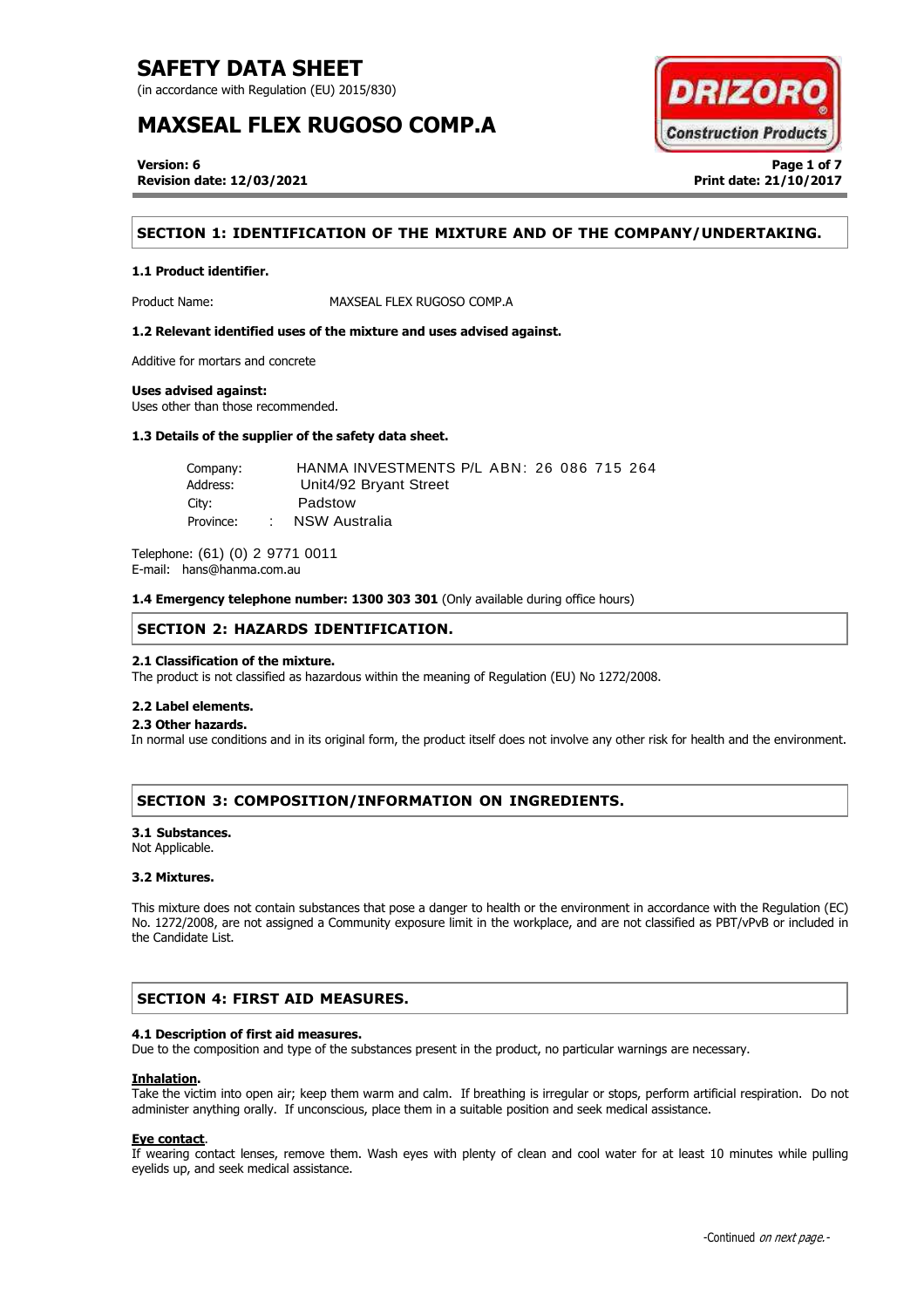# SAFETY DATA SHEET

(in accordance with Regulation (EU) 2015/830)

# MAXSEAL FLEX RUGOSO COMP.A

**Version: 6**
**Revision date: 12/03/2021**

**Print date: 21/10/2017**

## SECTION 1: IDENTIFICATION OF THE MIXTURE AND OF THE COMPANY/UNDERTAKING.

### 1.1 Product identifier.

Product Name: MAXSEAL FLEX RUGOSO COMP.A

### 1.2 Relevant identified uses of the mixture and uses advised against.

Additive for mortars and concrete

**Uses advised against:**
Uses other than those recommended.

### 1.3 Details of the supplier of the safety data sheet.

Company: HANMA INVESTMENTS P/L ABN: 26 086 715 264
Address: Unit4/92 Bryant Street
City: Padstow
Province: : NSW Australia

Telephone: (61) (0) 2 9771 0011
E-mail: hans@hanma.com.au

**1.4 Emergency telephone number: 1300 303 301** (Only available during office hours)

## SECTION 2: HAZARDS IDENTIFICATION.

### 2.1 Classification of the mixture.

The product is not classified as hazardous within the meaning of Regulation (EU) No 1272/2008.

### 2.2 Label elements.

### 2.3 Other hazards.

In normal use conditions and in its original form, the product itself does not involve any other risk for health and the environment.

## SECTION 3: COMPOSITION/INFORMATION ON INGREDIENTS.

### 3.1 Substances.

Not Applicable.

### 3.2 Mixtures.

This mixture does not contain substances that pose a danger to health or the environment in accordance with the Regulation (EC) No. 1272/2008, are not assigned a Community exposure limit in the workplace, and are not classified as PBT/vPvB or included in the Candidate List.

## SECTION 4: FIRST AID MEASURES.

### 4.1 Description of first aid measures.

Due to the composition and type of the substances present in the product, no particular warnings are necessary.

**Inhalation.**
Take the victim into open air; keep them warm and calm. If breathing is irregular or stops, perform artificial respiration. Do not administer anything orally. If unconscious, place them in a suitable position and seek medical assistance.

**Eye contact.**
If wearing contact lenses, remove them. Wash eyes with plenty of clean and cool water for at least 10 minutes while pulling eyelids up, and seek medical assistance.

-Continued *on next page.*-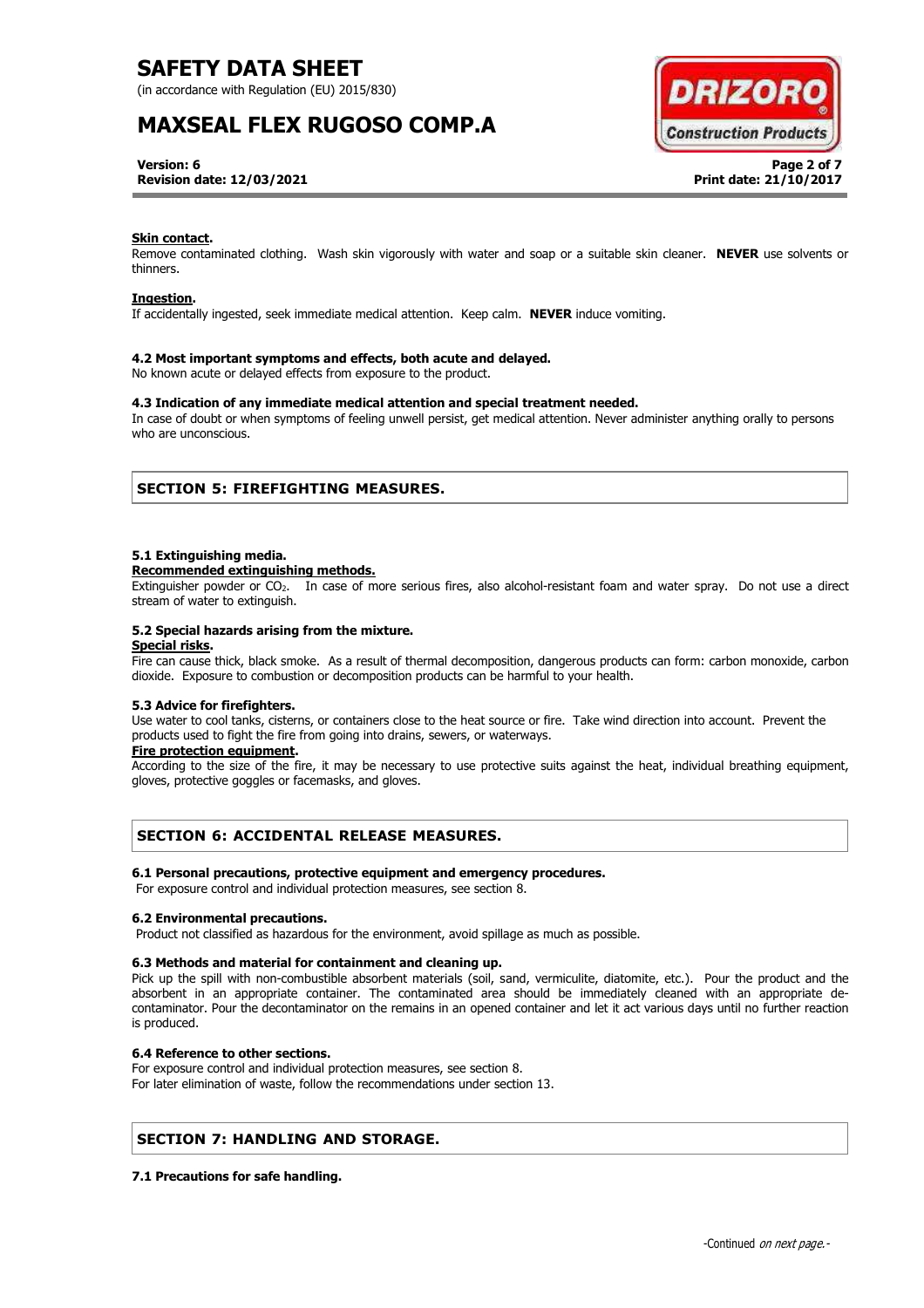**Skin contact.**
Remove contaminated clothing. Wash skin vigorously with water and soap or a suitable skin cleaner. **NEVER** use solvents or thinners.

**Ingestion.**
If accidentally ingested, seek immediate medical attention. Keep calm. **NEVER** induce vomiting.

**4.2 Most important symptoms and effects, both acute and delayed.**
No known acute or delayed effects from exposure to the product.

**4.3 Indication of any immediate medical attention and special treatment needed.**
In case of doubt or when symptoms of feeling unwell persist, get medical attention. Never administer anything orally to persons who are unconscious.

## SECTION 5: FIREFIGHTING MEASURES.

**5.1 Extinguishing media.**
**Recommended extinguishing methods.**
Extinguisher powder or $CO_2$. In case of more serious fires, also alcohol-resistant foam and water spray. Do not use a direct stream of water to extinguish.

**5.2 Special hazards arising from the mixture.**
**Special risks.**
Fire can cause thick, black smoke. As a result of thermal decomposition, dangerous products can form: carbon monoxide, carbon dioxide. Exposure to combustion or decomposition products can be harmful to your health.

**5.3 Advice for firefighters.**
Use water to cool tanks, cisterns, or containers close to the heat source or fire. Take wind direction into account. Prevent the products used to fight the fire from going into drains, sewers, or waterways.
**Fire protection equipment.**
According to the size of the fire, it may be necessary to use protective suits against the heat, individual breathing equipment, gloves, protective goggles or facemasks, and gloves.

## SECTION 6: ACCIDENTAL RELEASE MEASURES.

**6.1 Personal precautions, protective equipment and emergency procedures.**
For exposure control and individual protection measures, see section 8.

**6.2 Environmental precautions.**
Product not classified as hazardous for the environment, avoid spillage as much as possible.

**6.3 Methods and material for containment and cleaning up.**
Pick up the spill with non-combustible absorbent materials (soil, sand, vermiculite, diatomite, etc.). Pour the product and the absorbent in an appropriate container. The contaminated area should be immediately cleaned with an appropriate de-contaminator. Pour the decontaminator on the remains in an opened container and let it act various days until no further reaction is produced.

**6.4 Reference to other sections.**
For exposure control and individual protection measures, see section 8.
For later elimination of waste, follow the recommendations under section 13.

## SECTION 7: HANDLING AND STORAGE.

**7.1 Precautions for safe handling.**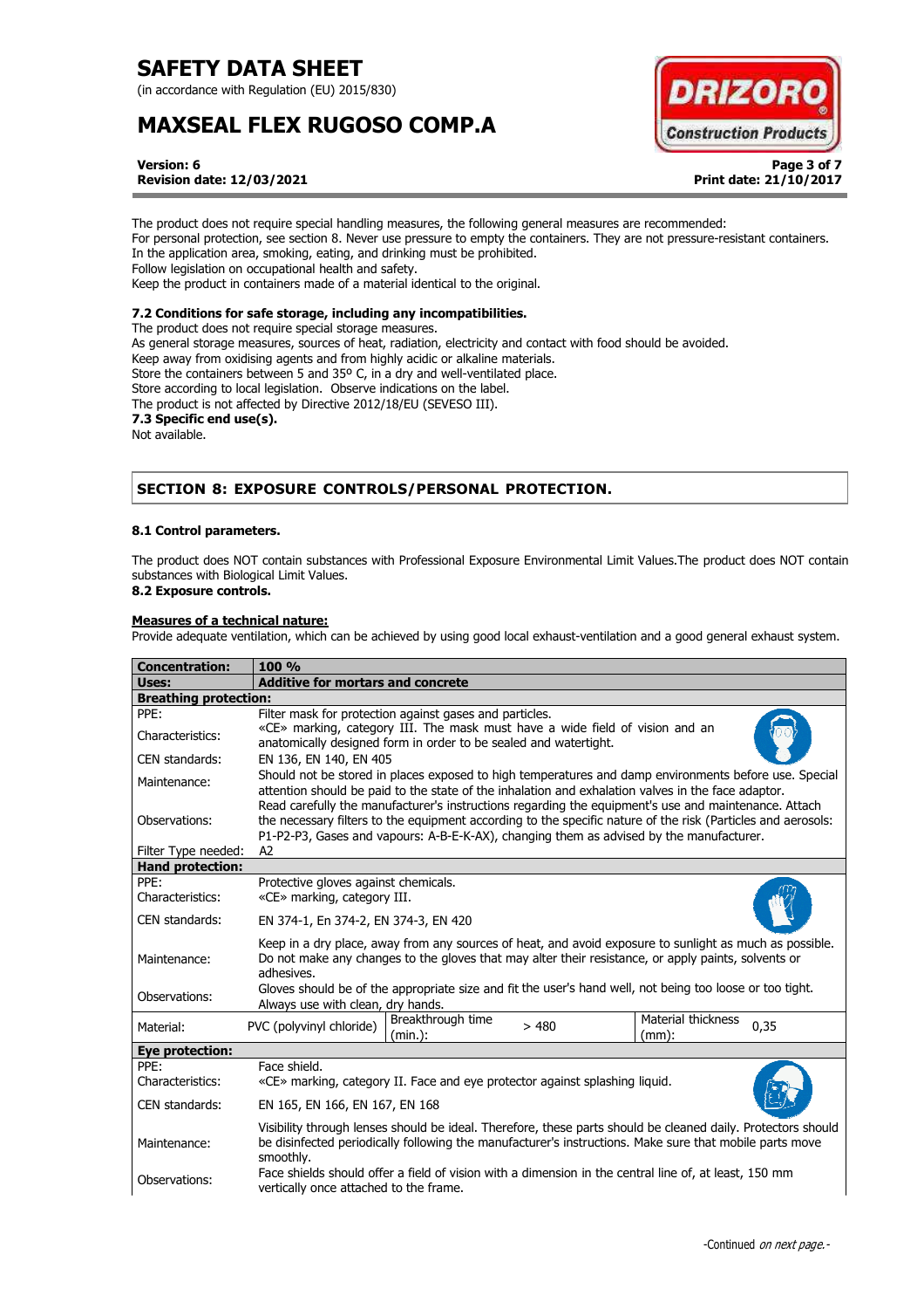The product does not require special handling measures, the following general measures are recommended:
For personal protection, see section 8. Never use pressure to empty the containers. They are not pressure-resistant containers.
In the application area, smoking, eating, and drinking must be prohibited.
Follow legislation on occupational health and safety.
Keep the product in containers made of a material identical to the original.

**7.2 Conditions for safe storage, including any incompatibilities.**

The product does not require special storage measures.
As general storage measures, sources of heat, radiation, electricity and contact with food should be avoided.
Keep away from oxidising agents and from highly acidic or alkaline materials.
Store the containers between 5 and 35º C, in a dry and well-ventilated place.
Store according to local legislation. Observe indications on the label.
The product is not affected by Directive 2012/18/EU (SEVESO III).

**7.3 Specific end use(s).**

Not available.

## SECTION 8: EXPOSURE CONTROLS/PERSONAL PROTECTION.

**8.1 Control parameters.**

The product does NOT contain substances with Professional Exposure Environmental Limit Values.The product does NOT contain substances with Biological Limit Values.

**8.2 Exposure controls.**

**Measures of a technical nature:**

Provide adequate ventilation, which can be achieved by using good local exhaust-ventilation and a good general exhaust system.

| **Concentration:** | **100 %** | | | | |
|---|---|---|---|---|---|
| **Uses:** | **Additive for mortars and concrete** | | | | |
| **Breathing protection:** | | | | | |
| PPE: | Filter mask for protection against gases and particles. | | | | |
| Characteristics: | «CE» marking, category III. The mask must have a wide field of vision and an anatomically designed form in order to be sealed and watertight. | | | | |
| CEN standards: | EN 136, EN 140, EN 405 | | | | |
| Maintenance: | Should not be stored in places exposed to high temperatures and damp environments before use. Special attention should be paid to the state of the inhalation and exhalation valves in the face adaptor. | | | | |
| Observations: | Read carefully the manufacturer's instructions regarding the equipment's use and maintenance. Attach the necessary filters to the equipment according to the specific nature of the risk (Particles and aerosols: P1-P2-P3, Gases and vapours: A-B-E-K-AX), changing them as advised by the manufacturer. | | | | |
| Filter Type needed: | A2 | | | | |
| **Hand protection:** | | | | | |
| PPE: | Protective gloves against chemicals. | | | | |
| Characteristics: | «CE» marking, category III. | | | | |
| CEN standards: | EN 374-1, En 374-2, EN 374-3, EN 420 | | | | |
| Maintenance: | Keep in a dry place, away from any sources of heat, and avoid exposure to sunlight as much as possible. Do not make any changes to the gloves that may alter their resistance, or apply paints, solvents or adhesives. | | | | |
| Observations: | Gloves should be of the appropriate size and fit the user's hand well, not being too loose or too tight. Always use with clean, dry hands. | | | | |
| Material: | PVC (polyvinyl chloride) | Breakthrough time (min.): | > 480 | Material thickness (mm): | 0,35 |
| **Eye protection:** | | | | | |
| PPE: | Face shield. | | | | |
| Characteristics: | «CE» marking, category II. Face and eye protector against splashing liquid. | | | | |
| CEN standards: | EN 165, EN 166, EN 167, EN 168 | | | | |
| Maintenance: | Visibility through lenses should be ideal. Therefore, these parts should be cleaned daily. Protectors should be disinfected periodically following the manufacturer's instructions. Make sure that mobile parts move smoothly. | | | | |
| Observations: | Face shields should offer a field of vision with a dimension in the central line of, at least, 150 mm vertically once attached to the frame. | | | | |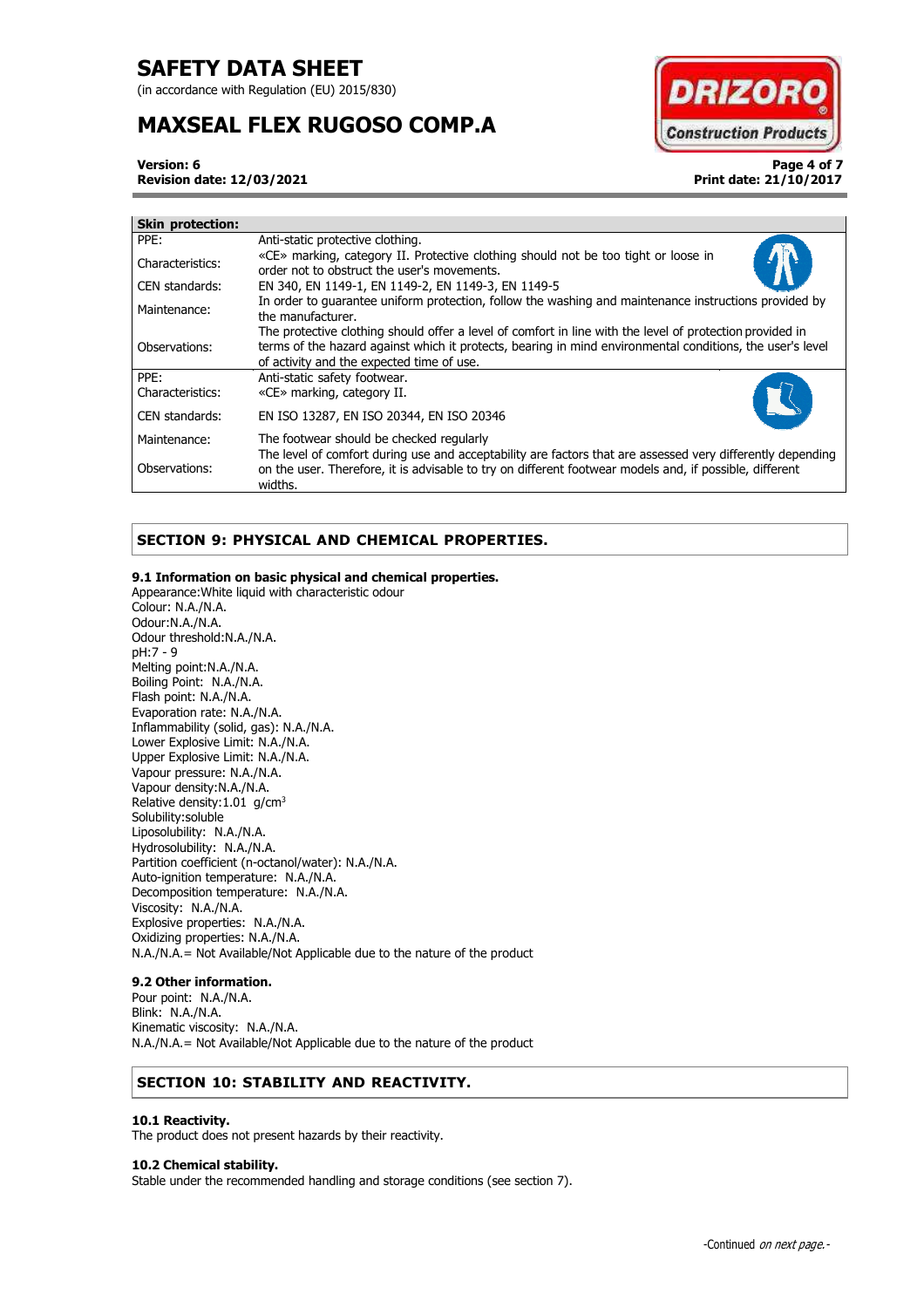| Skin protection: | |
|---|---|
| PPE: | Anti-static protective clothing. |
| Characteristics: | «CE» marking, category II. Protective clothing should not be too tight or loose in order not to obstruct the user's movements. |
| CEN standards: | EN 340, EN 1149-1, EN 1149-2, EN 1149-3, EN 1149-5 |
| Maintenance: | In order to guarantee uniform protection, follow the washing and maintenance instructions provided by the manufacturer. |
| Observations: | The protective clothing should offer a level of comfort in line with the level of protection provided in terms of the hazard against which it protects, bearing in mind environmental conditions, the user's level of activity and the expected time of use. |
| PPE: | Anti-static safety footwear. |
| Characteristics: | «CE» marking, category II. |
| CEN standards: | EN ISO 13287, EN ISO 20344, EN ISO 20346 |
| Maintenance: | The footwear should be checked regularly |
| Observations: | The level of comfort during use and acceptability are factors that are assessed very differently depending on the user. Therefore, it is advisable to try on different footwear models and, if possible, different widths. |

## SECTION 9: PHYSICAL AND CHEMICAL PROPERTIES.

### 9.1 Information on basic physical and chemical properties.

Appearance:White liquid with characteristic odour
Colour: N.A./N.A.
Odour:N.A./N.A.
Odour threshold:N.A./N.A.
pH:7 - 9
Melting point:N.A./N.A.
Boiling Point: N.A./N.A.
Flash point: N.A./N.A.
Evaporation rate: N.A./N.A.
Inflammability (solid, gas): N.A./N.A.
Lower Explosive Limit: N.A./N.A.
Upper Explosive Limit: N.A./N.A.
Vapour pressure: N.A./N.A.
Vapour density:N.A./N.A.
Relative density:1.01 g/cm$^3$
Solubility:soluble
Liposolubility: N.A./N.A.
Hydrosolubility: N.A./N.A.
Partition coefficient (n-octanol/water): N.A./N.A.
Auto-ignition temperature: N.A./N.A.
Decomposition temperature: N.A./N.A.
Viscosity: N.A./N.A.
Explosive properties: N.A./N.A.
Oxidizing properties: N.A./N.A.
N.A./N.A.= Not Available/Not Applicable due to the nature of the product

### 9.2 Other information.

Pour point: N.A./N.A.
Blink: N.A./N.A.
Kinematic viscosity: N.A./N.A.
N.A./N.A.= Not Available/Not Applicable due to the nature of the product

## SECTION 10: STABILITY AND REACTIVITY.

### 10.1 Reactivity.

The product does not present hazards by their reactivity.

### 10.2 Chemical stability.

Stable under the recommended handling and storage conditions (see section 7).

-Continued *on next page.*-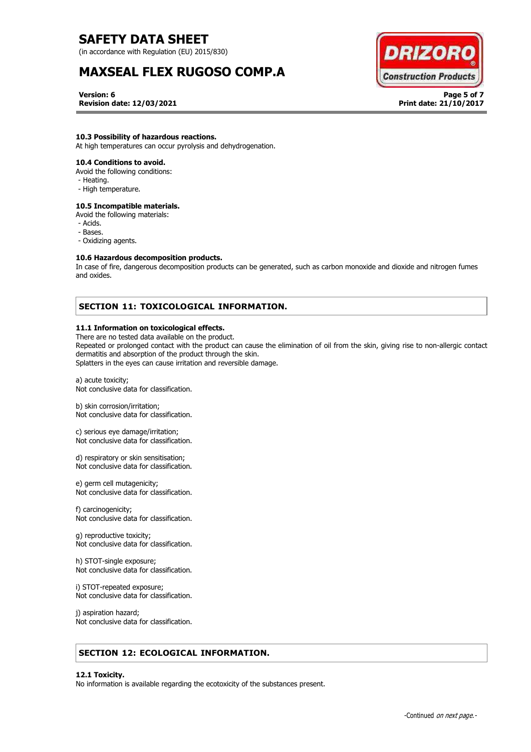#### 10.3 Possibility of hazardous reactions.

At high temperatures can occur pyrolysis and dehydrogenation.

#### 10.4 Conditions to avoid.

Avoid the following conditions:
- Heating.
- High temperature.

#### 10.5 Incompatible materials.

Avoid the following materials:
- Acids.
- Bases.
- Oxidizing agents.

#### 10.6 Hazardous decomposition products.

In case of fire, dangerous decomposition products can be generated, such as carbon monoxide and dioxide and nitrogen fumes and oxides.

## SECTION 11: TOXICOLOGICAL INFORMATION.

#### 11.1 Information on toxicological effects.

There are no tested data available on the product.
Repeated or prolonged contact with the product can cause the elimination of oil from the skin, giving rise to non-allergic contact dermatitis and absorption of the product through the skin.
Splatters in the eyes can cause irritation and reversible damage.

a) acute toxicity;
Not conclusive data for classification.

b) skin corrosion/irritation;
Not conclusive data for classification.

c) serious eye damage/irritation;
Not conclusive data for classification.

d) respiratory or skin sensitisation;
Not conclusive data for classification.

e) germ cell mutagenicity;
Not conclusive data for classification.

f) carcinogenicity;
Not conclusive data for classification.

g) reproductive toxicity;
Not conclusive data for classification.

h) STOT-single exposure;
Not conclusive data for classification.

i) STOT-repeated exposure;
Not conclusive data for classification.

j) aspiration hazard;
Not conclusive data for classification.

## SECTION 12: ECOLOGICAL INFORMATION.

#### 12.1 Toxicity.

No information is available regarding the ecotoxicity of the substances present.

-Continued *on next page*.-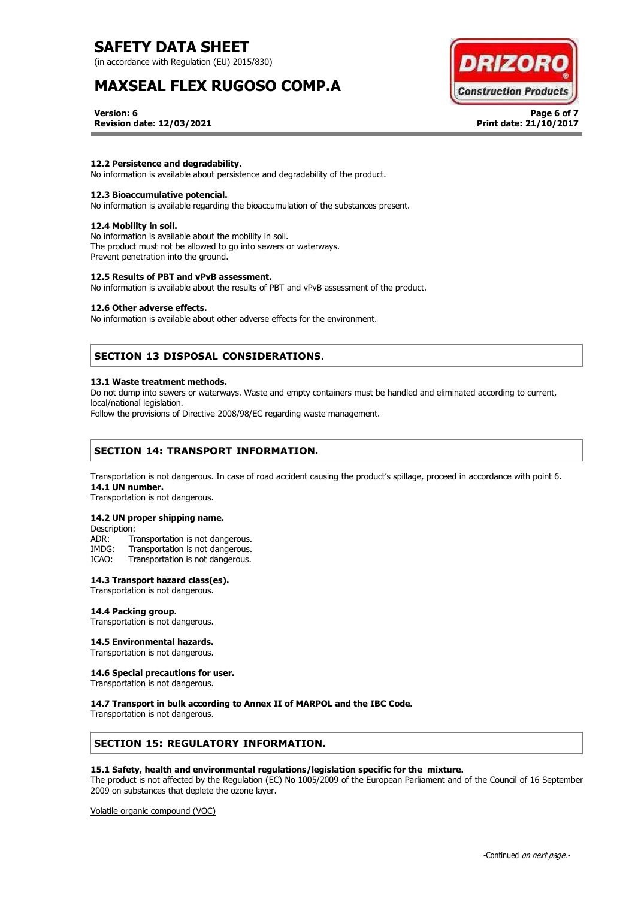### 12.2 Persistence and degradability.

No information is available about persistence and degradability of the product.

### 12.3 Bioaccumulative potencial.

No information is available regarding the bioaccumulation of the substances present.

### 12.4 Mobility in soil.

No information is available about the mobility in soil.
The product must not be allowed to go into sewers or waterways.
Prevent penetration into the ground.

### 12.5 Results of PBT and vPvB assessment.

No information is available about the results of PBT and vPvB assessment of the product.

### 12.6 Other adverse effects.

No information is available about other adverse effects for the environment.

## SECTION 13 DISPOSAL CONSIDERATIONS.

### 13.1 Waste treatment methods.

Do not dump into sewers or waterways. Waste and empty containers must be handled and eliminated according to current, local/national legislation.
Follow the provisions of Directive 2008/98/EC regarding waste management.

## SECTION 14: TRANSPORT INFORMATION.

Transportation is not dangerous. In case of road accident causing the product's spillage, proceed in accordance with point 6.

### 14.1 UN number.

Transportation is not dangerous.

### 14.2 UN proper shipping name.

Description:
ADR: Transportation is not dangerous.
IMDG: Transportation is not dangerous.
ICAO: Transportation is not dangerous.

### 14.3 Transport hazard class(es).

Transportation is not dangerous.

### 14.4 Packing group.

Transportation is not dangerous.

### 14.5 Environmental hazards.

Transportation is not dangerous.

### 14.6 Special precautions for user.

Transportation is not dangerous.

### 14.7 Transport in bulk according to Annex II of MARPOL and the IBC Code.

Transportation is not dangerous.

## SECTION 15: REGULATORY INFORMATION.

### 15.1 Safety, health and environmental regulations/legislation specific for the mixture.

The product is not affected by the Regulation (EC) No 1005/2009 of the European Parliament and of the Council of 16 September 2009 on substances that deplete the ozone layer.

Volatile organic compound (VOC)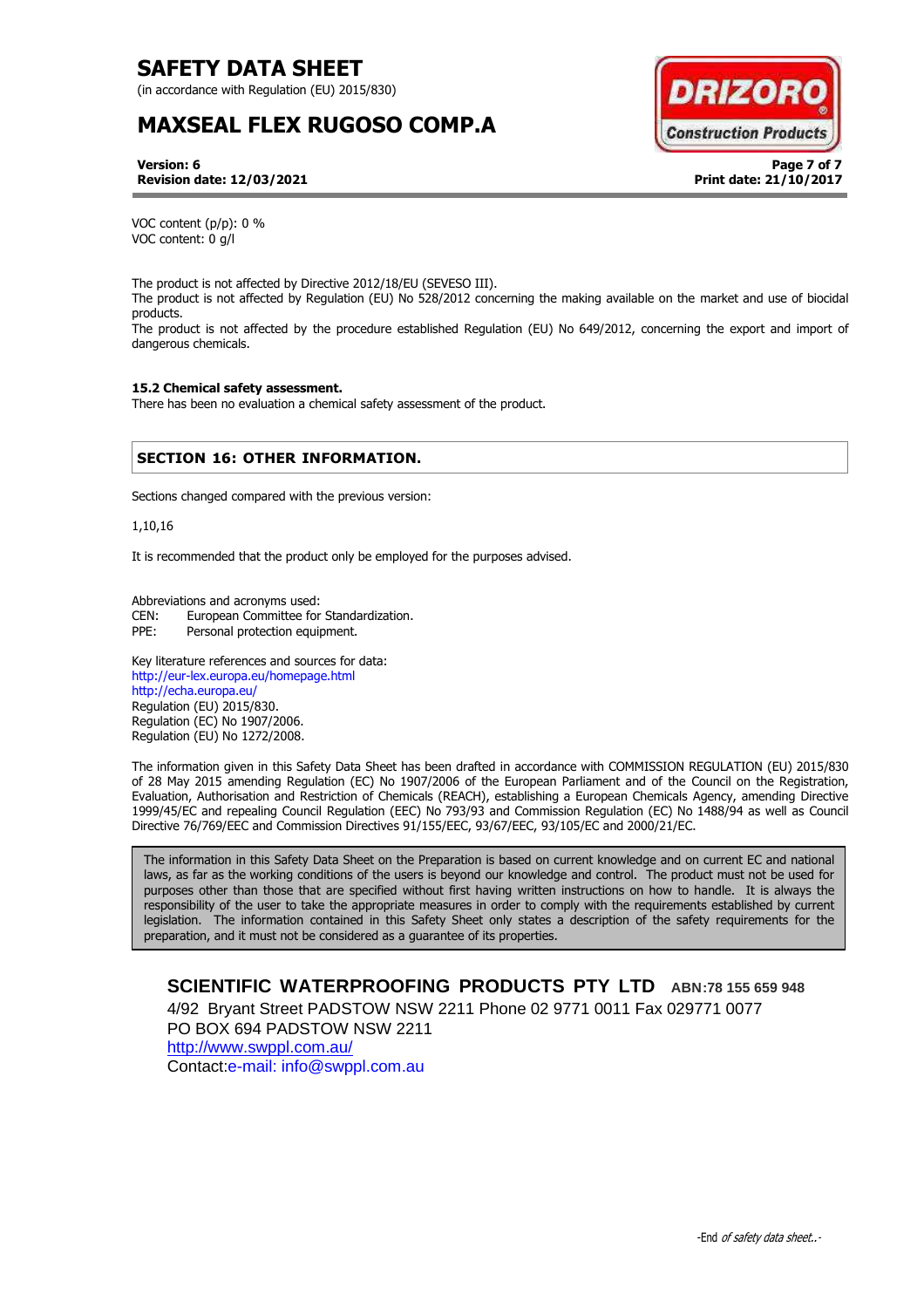VOC content (p/p): 0 %
VOC content: 0 g/l

The product is not affected by Directive 2012/18/EU (SEVESO III).
The product is not affected by Regulation (EU) No 528/2012 concerning the making available on the market and use of biocidal products.
The product is not affected by the procedure established Regulation (EU) No 649/2012, concerning the export and import of dangerous chemicals.

**15.2 Chemical safety assessment.**
There has been no evaluation a chemical safety assessment of the product.

## SECTION 16: OTHER INFORMATION.

Sections changed compared with the previous version:

1,10,16

It is recommended that the product only be employed for the purposes advised.

Abbreviations and acronyms used:
CEN: European Committee for Standardization.
PPE: Personal protection equipment.

Key literature references and sources for data:
http://eur-lex.europa.eu/homepage.html
http://echa.europa.eu/
Regulation (EU) 2015/830.
Regulation (EC) No 1907/2006.
Regulation (EU) No 1272/2008.

The information given in this Safety Data Sheet has been drafted in accordance with COMMISSION REGULATION (EU) 2015/830 of 28 May 2015 amending Regulation (EC) No 1907/2006 of the European Parliament and of the Council on the Registration, Evaluation, Authorisation and Restriction of Chemicals (REACH), establishing a European Chemicals Agency, amending Directive 1999/45/EC and repealing Council Regulation (EEC) No 793/93 and Commission Regulation (EC) No 1488/94 as well as Council Directive 76/769/EEC and Commission Directives 91/155/EEC, 93/67/EEC, 93/105/EC and 2000/21/EC.

The information in this Safety Data Sheet on the Preparation is based on current knowledge and on current EC and national laws, as far as the working conditions of the users is beyond our knowledge and control. The product must not be used for purposes other than those that are specified without first having written instructions on how to handle. It is always the responsibility of the user to take the appropriate measures in order to comply with the requirements established by current legislation. The information contained in this Safety Sheet only states a description of the safety requirements for the preparation, and it must not be considered as a guarantee of its properties.

**SCIENTIFIC WATERPROOFING PRODUCTS PTY LTD** **ABN:78 155 659 948**
4/92 Bryant Street PADSTOW NSW 2211 Phone 02 9771 0011 Fax 029771 0077
PO BOX 694 PADSTOW NSW 2211
http://www.swppl.com.au/
Contact:e-mail: info@swppl.com.au

-End *of safety data sheet.*.-